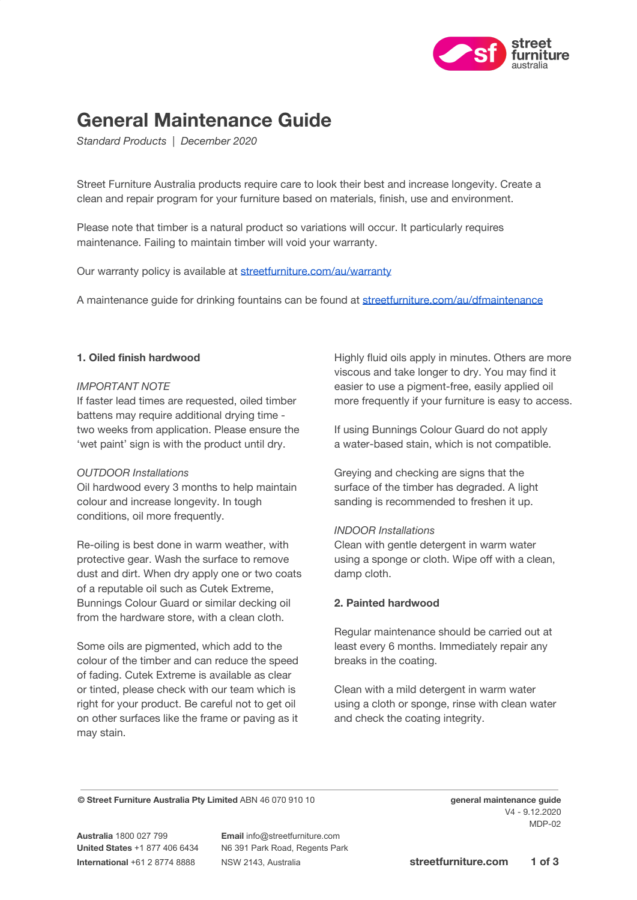# General Maintenance Guide

*Standard Products | December 2020*

Street Furniture Australia products require care to look their best and increase longevity. Create a clean and repair program for your furniture based on materials, finish, use and environment.

Please note that timber is a natural product so variations will occur. It particularly requires maintenance. Failing to maintain timber will void your warranty.

Our warranty policy is available at [streetfurniture.com/au/warranty](streetfurniture.com/au/warranty)

A maintenance guide for drinking fountains can be found at [streetfurniture.com/au/dfmaintenance](streetfurniture.com/au/dfmaintenance)

### 1. Oiled finish hardwood

*IMPORTANT NOTE*

If faster lead times are requested, oiled timber battens may require additional drying time - two weeks from application. Please ensure the 'wet paint' sign is with the product until dry.

*OUTDOOR Installations*

Oil hardwood every 3 months to help maintain colour and increase longevity. In tough conditions, oil more frequently.

Re-oiling is best done in warm weather, with protective gear. Wash the surface to remove dust and dirt. When dry apply one or two coats of a reputable oil such as Cutek Extreme, Bunnings Colour Guard or similar decking oil from the hardware store, with a clean cloth.

Some oils are pigmented, which add to the colour of the timber and can reduce the speed of fading. Cutek Extreme is available as clear or tinted, please check with our team which is right for your product. Be careful not to get oil on other surfaces like the frame or paving as it may stain.

Highly fluid oils apply in minutes. Others are more viscous and take longer to dry. You may find it easier to use a pigment-free, easily applied oil more frequently if your furniture is easy to access.

If using Bunnings Colour Guard do not apply a water-based stain, which is not compatible.

Greying and checking are signs that the surface of the timber has degraded. A light sanding is recommended to freshen it up.

*INDOOR Installations*

Clean with gentle detergent in warm water using a sponge or cloth. Wipe off with a clean, damp cloth.

### 2. Painted hardwood

Regular maintenance should be carried out at least every 6 months. Immediately repair any breaks in the coating.

Clean with a mild detergent in warm water using a cloth or sponge, rinse with clean water and check the coating integrity.

**© Street Furniture Australia Pty Limited** ABN 46 070 910 10

**general maintenance guide**
V4 - 9.12.2020
MDP-02

**Australia** 1800 027 799
**United States** +1 877 406 6434
**International** +61 2 8774 8888

**Email** info@streetfurniture.com
N6 391 Park Road, Regents Park
NSW 2143, Australia

**streetfurniture.com**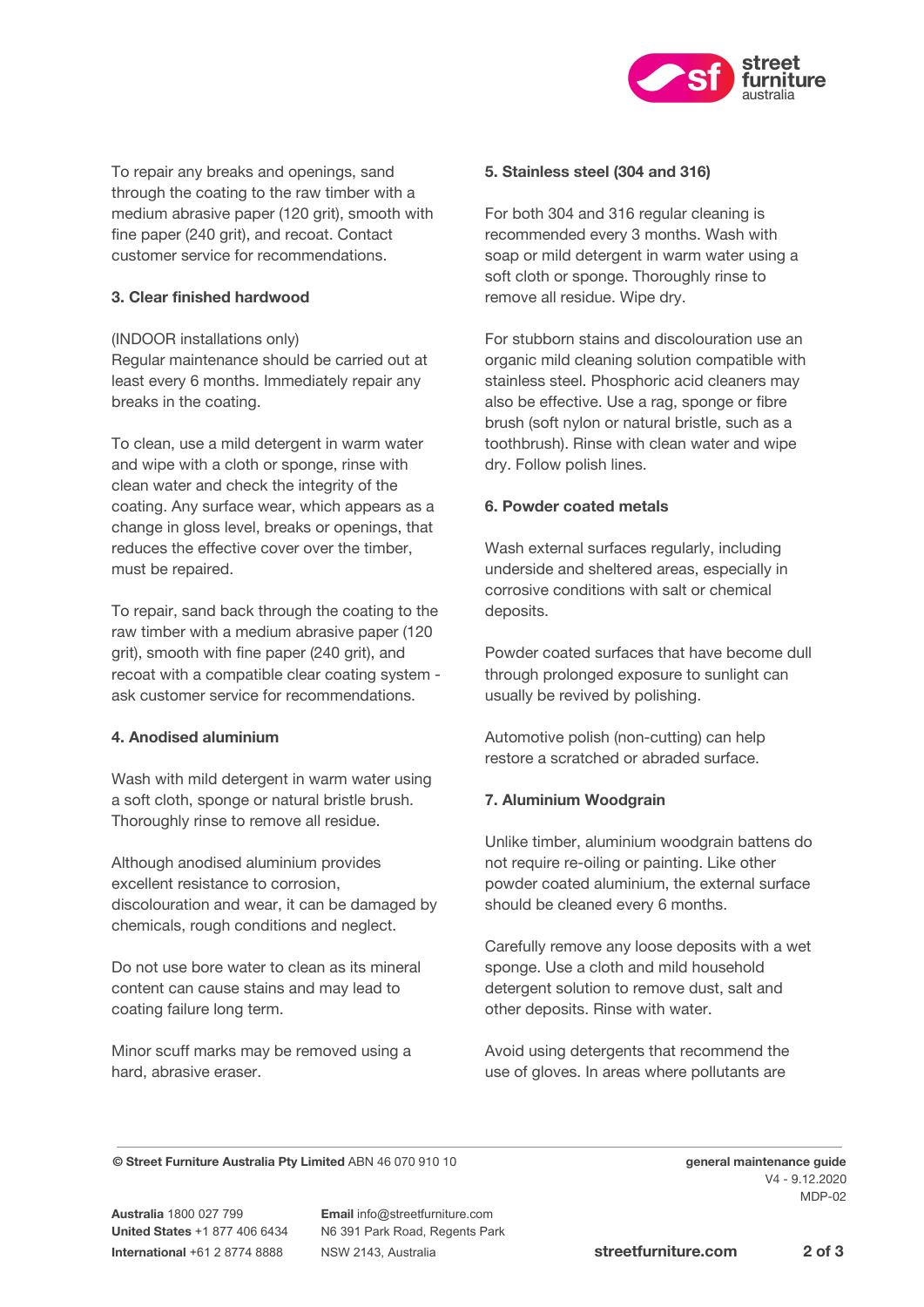To repair any breaks and openings, sand through the coating to the raw timber with a medium abrasive paper (120 grit), smooth with fine paper (240 grit), and recoat. Contact customer service for recommendations.

**3. Clear finished hardwood**

(INDOOR installations only)
Regular maintenance should be carried out at least every 6 months. Immediately repair any breaks in the coating.

To clean, use a mild detergent in warm water and wipe with a cloth or sponge, rinse with clean water and check the integrity of the coating. Any surface wear, which appears as a change in gloss level, breaks or openings, that reduces the effective cover over the timber, must be repaired.

To repair, sand back through the coating to the raw timber with a medium abrasive paper (120 grit), smooth with fine paper (240 grit), and recoat with a compatible clear coating system - ask customer service for recommendations.

**4. Anodised aluminium**

Wash with mild detergent in warm water using a soft cloth, sponge or natural bristle brush. Thoroughly rinse to remove all residue.

Although anodised aluminium provides excellent resistance to corrosion, discolouration and wear, it can be damaged by chemicals, rough conditions and neglect.

Do not use bore water to clean as its mineral content can cause stains and may lead to coating failure long term.

Minor scuff marks may be removed using a hard, abrasive eraser.

**5. Stainless steel (304 and 316)**

For both 304 and 316 regular cleaning is recommended every 3 months. Wash with soap or mild detergent in warm water using a soft cloth or sponge. Thoroughly rinse to remove all residue. Wipe dry.

For stubborn stains and discolouration use an organic mild cleaning solution compatible with stainless steel. Phosphoric acid cleaners may also be effective. Use a rag, sponge or fibre brush (soft nylon or natural bristle, such as a toothbrush). Rinse with clean water and wipe dry. Follow polish lines.

**6. Powder coated metals**

Wash external surfaces regularly, including underside and sheltered areas, especially in corrosive conditions with salt or chemical deposits.

Powder coated surfaces that have become dull through prolonged exposure to sunlight can usually be revived by polishing.

Automotive polish (non-cutting) can help restore a scratched or abraded surface.

**7. Aluminium Woodgrain**

Unlike timber, aluminium woodgrain battens do not require re-oiling or painting. Like other powder coated aluminium, the external surface should be cleaned every 6 months.

Carefully remove any loose deposits with a wet sponge. Use a cloth and mild household detergent solution to remove dust, salt and other deposits. Rinse with water.

Avoid using detergents that recommend the use of gloves. In areas where pollutants are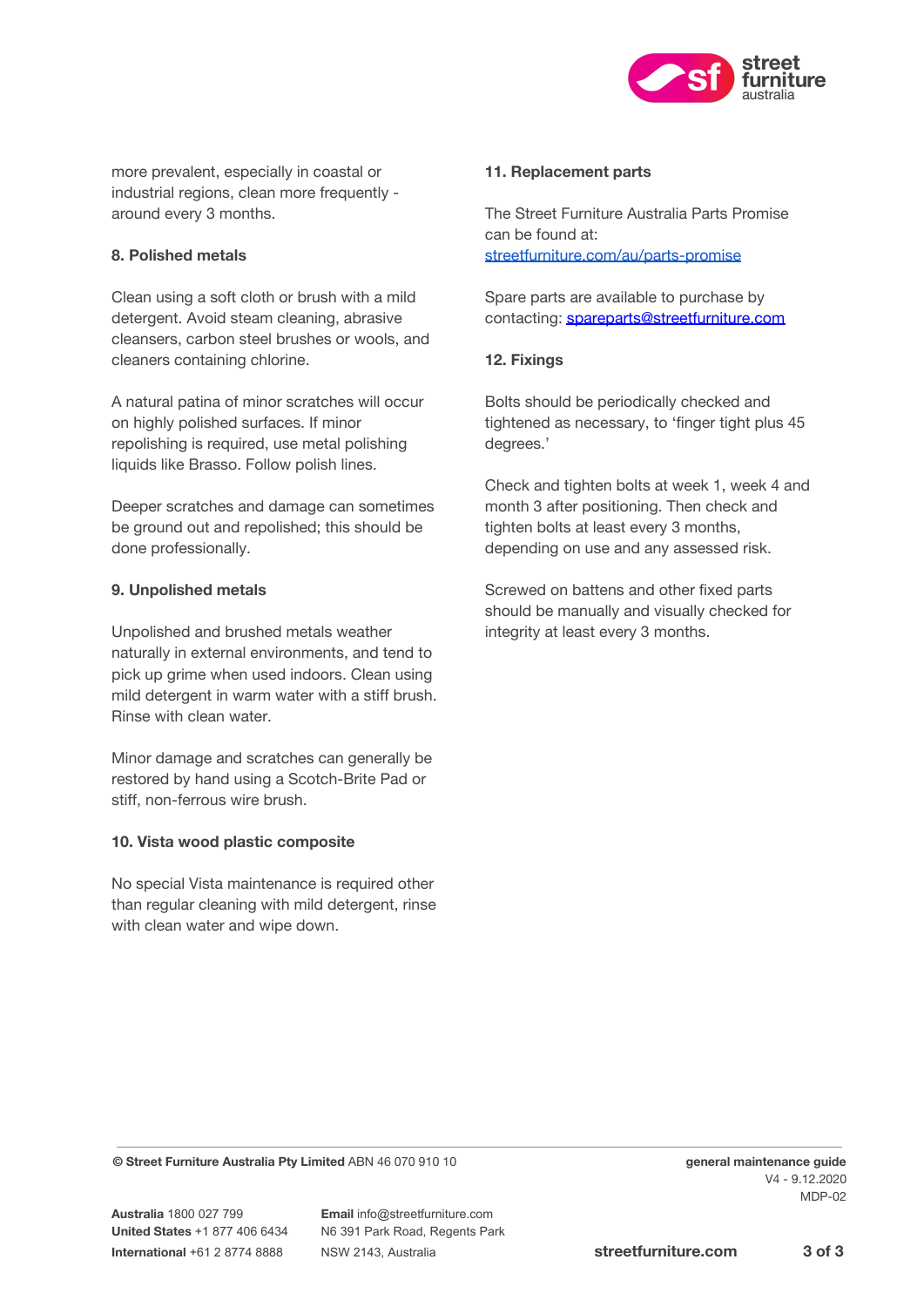more prevalent, especially in coastal or industrial regions, clean more frequently - around every 3 months.

### 8. Polished metals

Clean using a soft cloth or brush with a mild detergent. Avoid steam cleaning, abrasive cleansers, carbon steel brushes or wools, and cleaners containing chlorine.

A natural patina of minor scratches will occur on highly polished surfaces. If minor repolishing is required, use metal polishing liquids like Brasso. Follow polish lines.

Deeper scratches and damage can sometimes be ground out and repolished; this should be done professionally.

### 9. Unpolished metals

Unpolished and brushed metals weather naturally in external environments, and tend to pick up grime when used indoors. Clean using mild detergent in warm water with a stiff brush. Rinse with clean water.

Minor damage and scratches can generally be restored by hand using a Scotch-Brite Pad or stiff, non-ferrous wire brush.

### 10. Vista wood plastic composite

No special Vista maintenance is required other than regular cleaning with mild detergent, rinse with clean water and wipe down.

### 11. Replacement parts

The Street Furniture Australia Parts Promise can be found at: [streetfurniture.com/au/parts-promise](streetfurniture.com/au/parts-promise)

Spare parts are available to purchase by contacting: [spareparts@streetfurniture.com](mailto:spareparts@streetfurniture.com)

### 12. Fixings

Bolts should be periodically checked and tightened as necessary, to ‘finger tight plus 45 degrees.’

Check and tighten bolts at week 1, week 4 and month 3 after positioning. Then check and tighten bolts at least every 3 months, depending on use and any assessed risk.

Screwed on battens and other fixed parts should be manually and visually checked for integrity at least every 3 months.